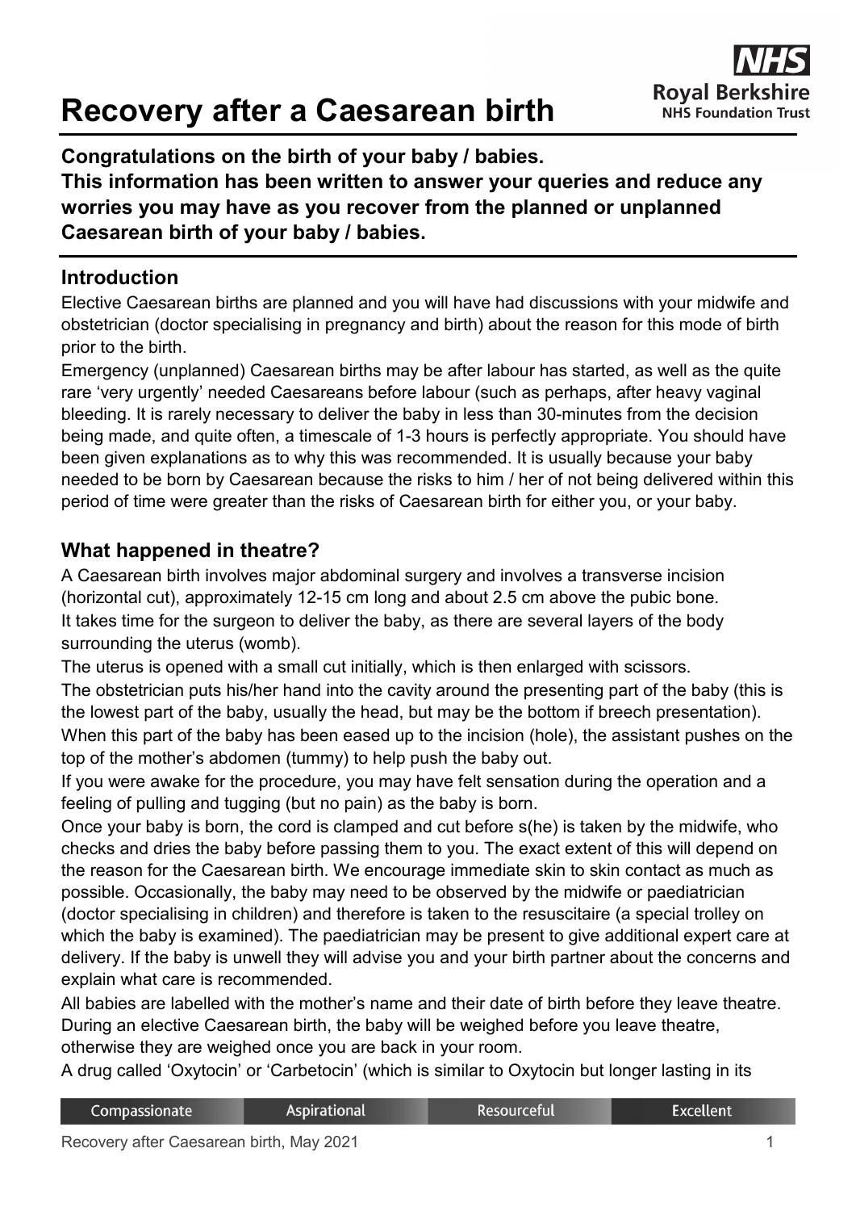# Recovery after a Caesarean birth

**Congratulations on the birth of your baby / babies.**
**This information has been written to answer your queries and reduce any worries you may have as you recover from the planned or unplanned Caesarean birth of your baby / babies.**

## Introduction

Elective Caesarean births are planned and you will have had discussions with your midwife and obstetrician (doctor specialising in pregnancy and birth) about the reason for this mode of birth prior to the birth.

Emergency (unplanned) Caesarean births may be after labour has started, as well as the quite rare 'very urgently' needed Caesareans before labour (such as perhaps, after heavy vaginal bleeding. It is rarely necessary to deliver the baby in less than 30-minutes from the decision being made, and quite often, a timescale of 1-3 hours is perfectly appropriate. You should have been given explanations as to why this was recommended. It is usually because your baby needed to be born by Caesarean because the risks to him / her of not being delivered within this period of time were greater than the risks of Caesarean birth for either you, or your baby.

## What happened in theatre?

A Caesarean birth involves major abdominal surgery and involves a transverse incision (horizontal cut), approximately 12-15 cm long and about 2.5 cm above the pubic bone.

It takes time for the surgeon to deliver the baby, as there are several layers of the body surrounding the uterus (womb).

The uterus is opened with a small cut initially, which is then enlarged with scissors.

The obstetrician puts his/her hand into the cavity around the presenting part of the baby (this is the lowest part of the baby, usually the head, but may be the bottom if breech presentation).

When this part of the baby has been eased up to the incision (hole), the assistant pushes on the top of the mother's abdomen (tummy) to help push the baby out.

If you were awake for the procedure, you may have felt sensation during the operation and a feeling of pulling and tugging (but no pain) as the baby is born.

Once your baby is born, the cord is clamped and cut before s(he) is taken by the midwife, who checks and dries the baby before passing them to you. The exact extent of this will depend on the reason for the Caesarean birth. We encourage immediate skin to skin contact as much as possible. Occasionally, the baby may need to be observed by the midwife or paediatrician (doctor specialising in children) and therefore is taken to the resuscitaire (a special trolley on which the baby is examined). The paediatrician may be present to give additional expert care at delivery. If the baby is unwell they will advise you and your birth partner about the concerns and explain what care is recommended.

All babies are labelled with the mother's name and their date of birth before they leave theatre. During an elective Caesarean birth, the baby will be weighed before you leave theatre, otherwise they are weighed once you are back in your room.

A drug called 'Oxytocin' or 'Carbetocin' (which is similar to Oxytocin but longer lasting in its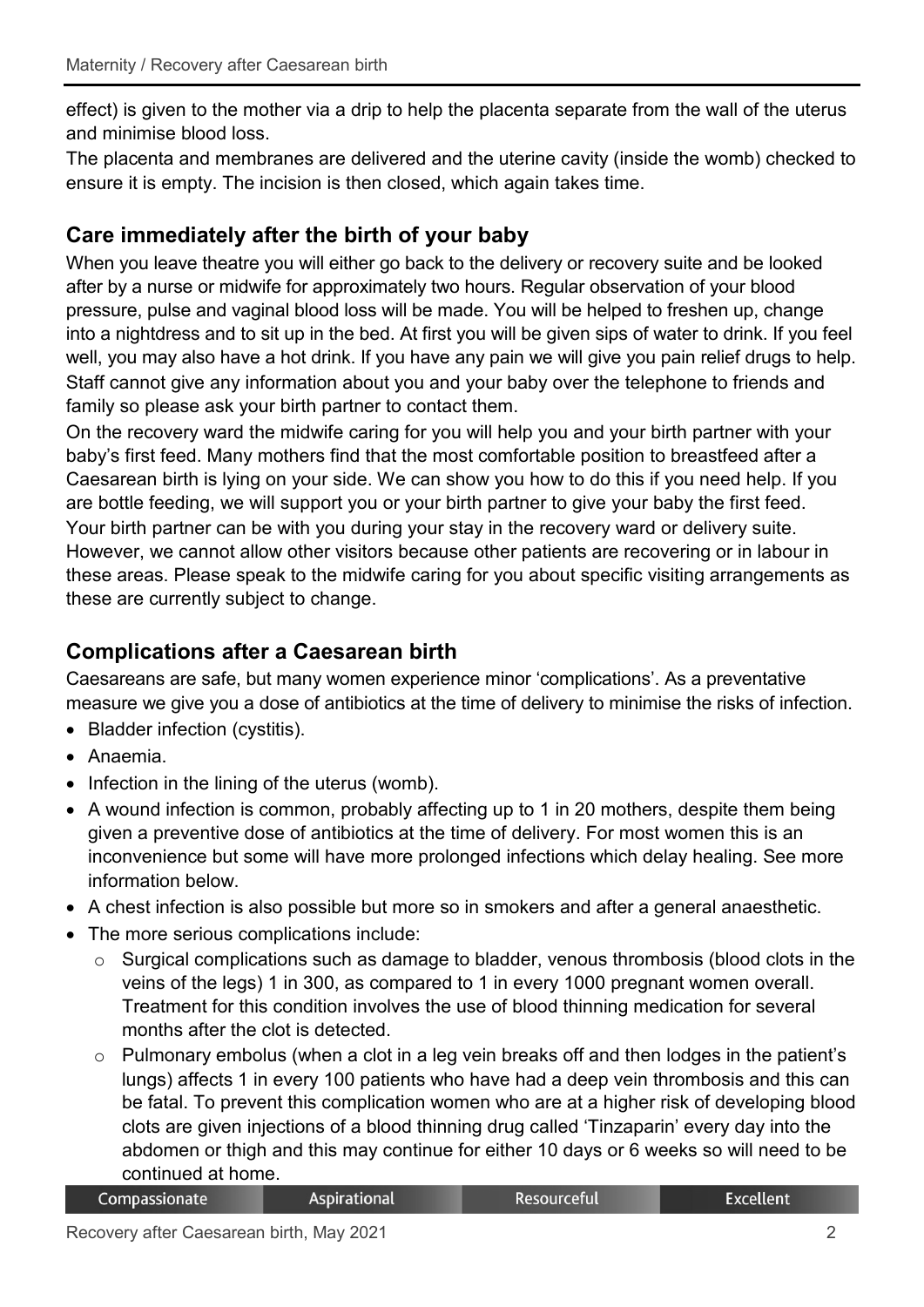effect) is given to the mother via a drip to help the placenta separate from the wall of the uterus and minimise blood loss.

The placenta and membranes are delivered and the uterine cavity (inside the womb) checked to ensure it is empty. The incision is then closed, which again takes time.

## Care immediately after the birth of your baby

When you leave theatre you will either go back to the delivery or recovery suite and be looked after by a nurse or midwife for approximately two hours. Regular observation of your blood pressure, pulse and vaginal blood loss will be made. You will be helped to freshen up, change into a nightdress and to sit up in the bed. At first you will be given sips of water to drink. If you feel well, you may also have a hot drink. If you have any pain we will give you pain relief drugs to help. Staff cannot give any information about you and your baby over the telephone to friends and family so please ask your birth partner to contact them.

On the recovery ward the midwife caring for you will help you and your birth partner with your baby's first feed. Many mothers find that the most comfortable position to breastfeed after a Caesarean birth is lying on your side. We can show you how to do this if you need help. If you are bottle feeding, we will support you or your birth partner to give your baby the first feed. Your birth partner can be with you during your stay in the recovery ward or delivery suite. However, we cannot allow other visitors because other patients are recovering or in labour in these areas. Please speak to the midwife caring for you about specific visiting arrangements as these are currently subject to change.

## Complications after a Caesarean birth

Caesareans are safe, but many women experience minor 'complications'. As a preventative measure we give you a dose of antibiotics at the time of delivery to minimise the risks of infection.

- Bladder infection (cystitis).
- Anaemia.
- Infection in the lining of the uterus (womb).
- A wound infection is common, probably affecting up to 1 in 20 mothers, despite them being given a preventive dose of antibiotics at the time of delivery. For most women this is an inconvenience but some will have more prolonged infections which delay healing. See more information below.
- A chest infection is also possible but more so in smokers and after a general anaesthetic.
- The more serious complications include:
  - Surgical complications such as damage to bladder, venous thrombosis (blood clots in the veins of the legs) 1 in 300, as compared to 1 in every 1000 pregnant women overall. Treatment for this condition involves the use of blood thinning medication for several months after the clot is detected.
  - Pulmonary embolus (when a clot in a leg vein breaks off and then lodges in the patient's lungs) affects 1 in every 100 patients who have had a deep vein thrombosis and this can be fatal. To prevent this complication women who are at a higher risk of developing blood clots are given injections of a blood thinning drug called 'Tinzaparin' every day into the abdomen or thigh and this may continue for either 10 days or 6 weeks so will need to be continued at home.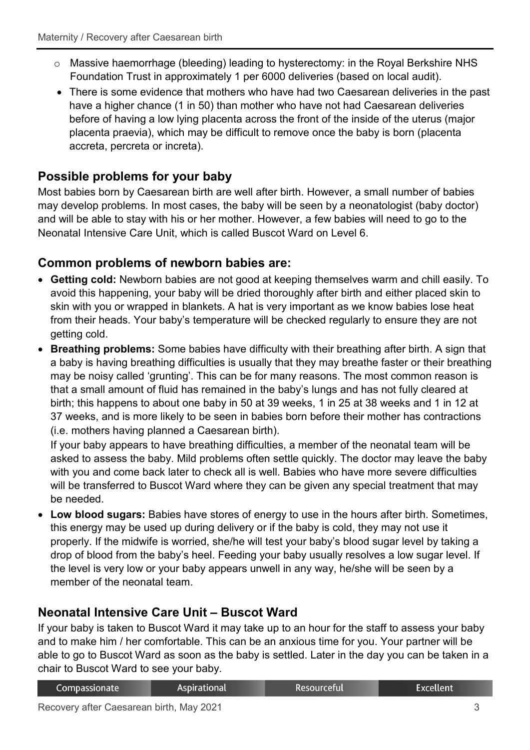- Massive haemorrhage (bleeding) leading to hysterectomy: in the Royal Berkshire NHS Foundation Trust in approximately 1 per 6000 deliveries (based on local audit).

- There is some evidence that mothers who have had two Caesarean deliveries in the past have a higher chance (1 in 50) than mother who have not had Caesarean deliveries before of having a low lying placenta across the front of the inside of the uterus (major placenta praevia), which may be difficult to remove once the baby is born (placenta accreta, percreta or increta).

## Possible problems for your baby

Most babies born by Caesarean birth are well after birth. However, a small number of babies may develop problems. In most cases, the baby will be seen by a neonatologist (baby doctor) and will be able to stay with his or her mother. However, a few babies will need to go to the Neonatal Intensive Care Unit, which is called Buscot Ward on Level 6.

## Common problems of newborn babies are:

- **Getting cold:** Newborn babies are not good at keeping themselves warm and chill easily. To avoid this happening, your baby will be dried thoroughly after birth and either placed skin to skin with you or wrapped in blankets. A hat is very important as we know babies lose heat from their heads. Your baby's temperature will be checked regularly to ensure they are not getting cold.
- **Breathing problems:** Some babies have difficulty with their breathing after birth. A sign that a baby is having breathing difficulties is usually that they may breathe faster or their breathing may be noisy called 'grunting'. This can be for many reasons. The most common reason is that a small amount of fluid has remained in the baby's lungs and has not fully cleared at birth; this happens to about one baby in 50 at 39 weeks, 1 in 25 at 38 weeks and 1 in 12 at 37 weeks, and is more likely to be seen in babies born before their mother has contractions (i.e. mothers having planned a Caesarean birth).

  If your baby appears to have breathing difficulties, a member of the neonatal team will be asked to assess the baby. Mild problems often settle quickly. The doctor may leave the baby with you and come back later to check all is well. Babies who have more severe difficulties will be transferred to Buscot Ward where they can be given any special treatment that may be needed.
- **Low blood sugars:** Babies have stores of energy to use in the hours after birth. Sometimes, this energy may be used up during delivery or if the baby is cold, they may not use it properly. If the midwife is worried, she/he will test your baby's blood sugar level by taking a drop of blood from the baby's heel. Feeding your baby usually resolves a low sugar level. If the level is very low or your baby appears unwell in any way, he/she will be seen by a member of the neonatal team.

## Neonatal Intensive Care Unit – Buscot Ward

If your baby is taken to Buscot Ward it may take up to an hour for the staff to assess your baby and to make him / her comfortable. This can be an anxious time for you. Your partner will be able to go to Buscot Ward as soon as the baby is settled. Later in the day you can be taken in a chair to Buscot Ward to see your baby.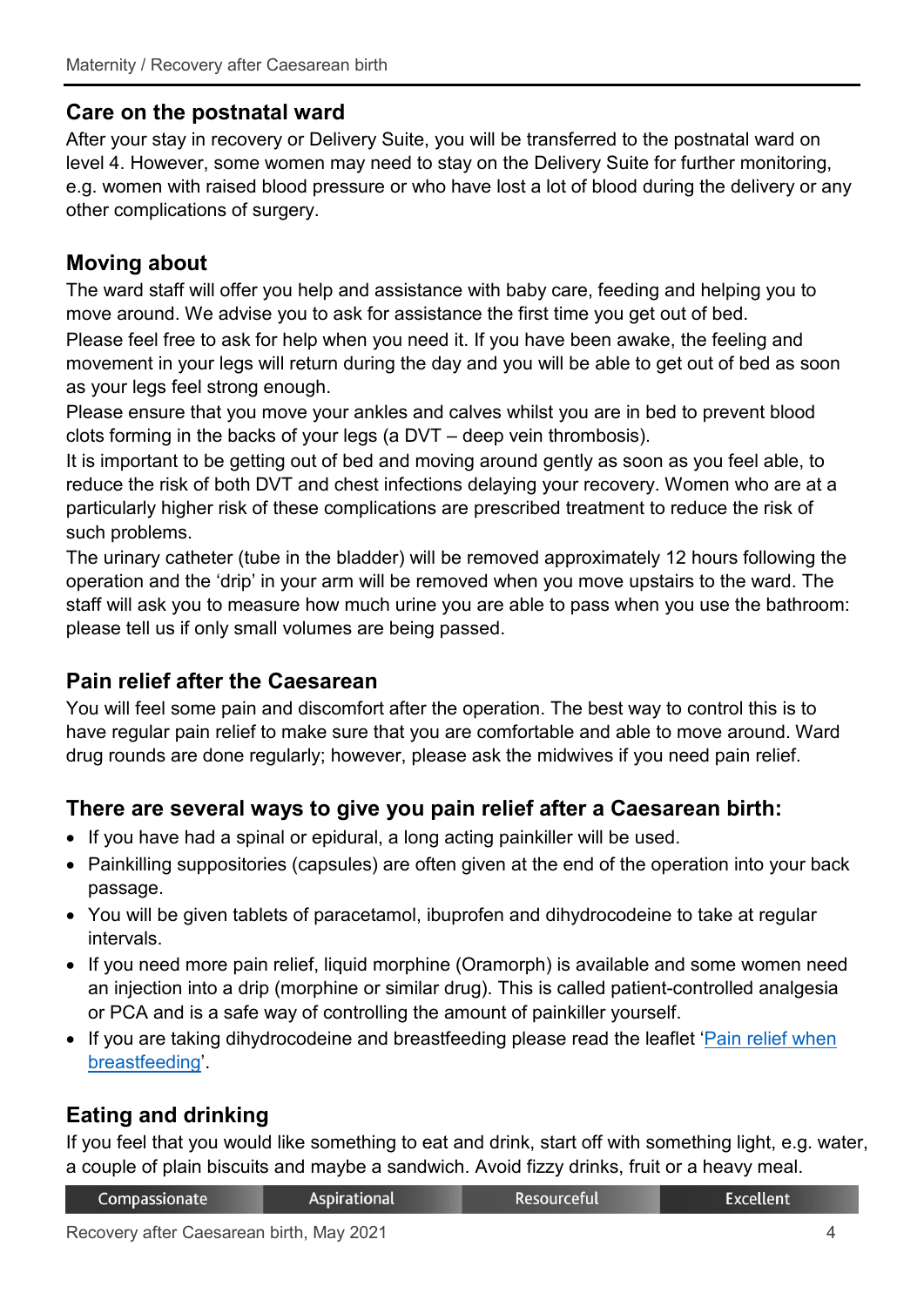## Care on the postnatal ward

After your stay in recovery or Delivery Suite, you will be transferred to the postnatal ward on level 4. However, some women may need to stay on the Delivery Suite for further monitoring, e.g. women with raised blood pressure or who have lost a lot of blood during the delivery or any other complications of surgery.

## Moving about

The ward staff will offer you help and assistance with baby care, feeding and helping you to move around. We advise you to ask for assistance the first time you get out of bed.

Please feel free to ask for help when you need it. If you have been awake, the feeling and movement in your legs will return during the day and you will be able to get out of bed as soon as your legs feel strong enough.

Please ensure that you move your ankles and calves whilst you are in bed to prevent blood clots forming in the backs of your legs (a DVT – deep vein thrombosis).

It is important to be getting out of bed and moving around gently as soon as you feel able, to reduce the risk of both DVT and chest infections delaying your recovery. Women who are at a particularly higher risk of these complications are prescribed treatment to reduce the risk of such problems.

The urinary catheter (tube in the bladder) will be removed approximately 12 hours following the operation and the 'drip' in your arm will be removed when you move upstairs to the ward. The staff will ask you to measure how much urine you are able to pass when you use the bathroom: please tell us if only small volumes are being passed.

## Pain relief after the Caesarean

You will feel some pain and discomfort after the operation. The best way to control this is to have regular pain relief to make sure that you are comfortable and able to move around. Ward drug rounds are done regularly; however, please ask the midwives if you need pain relief.

## There are several ways to give you pain relief after a Caesarean birth:

- If you have had a spinal or epidural, a long acting painkiller will be used.
- Painkilling suppositories (capsules) are often given at the end of the operation into your back passage.
- You will be given tablets of paracetamol, ibuprofen and dihydrocodeine to take at regular intervals.
- If you need more pain relief, liquid morphine (Oramorph) is available and some women need an injection into a drip (morphine or similar drug). This is called patient-controlled analgesia or PCA and is a safe way of controlling the amount of painkiller yourself.
- If you are taking dihydrocodeine and breastfeeding please read the leaflet 'Pain relief when breastfeeding'.

## Eating and drinking

If you feel that you would like something to eat and drink, start off with something light, e.g. water, a couple of plain biscuits and maybe a sandwich. Avoid fizzy drinks, fruit or a heavy meal.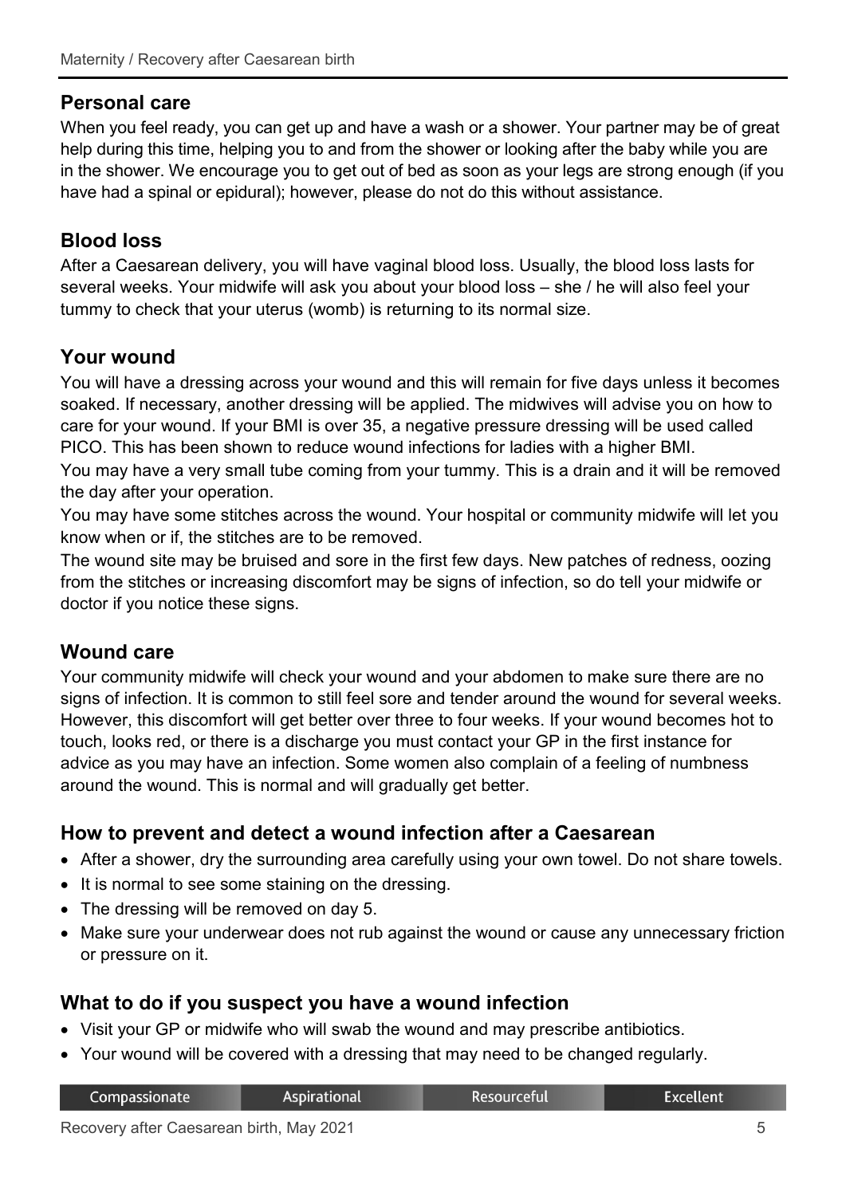## Personal care

When you feel ready, you can get up and have a wash or a shower. Your partner may be of great help during this time, helping you to and from the shower or looking after the baby while you are in the shower. We encourage you to get out of bed as soon as your legs are strong enough (if you have had a spinal or epidural); however, please do not do this without assistance.

## Blood loss

After a Caesarean delivery, you will have vaginal blood loss. Usually, the blood loss lasts for several weeks. Your midwife will ask you about your blood loss – she / he will also feel your tummy to check that your uterus (womb) is returning to its normal size.

## Your wound

You will have a dressing across your wound and this will remain for five days unless it becomes soaked. If necessary, another dressing will be applied. The midwives will advise you on how to care for your wound. If your BMI is over 35, a negative pressure dressing will be used called PICO. This has been shown to reduce wound infections for ladies with a higher BMI.

You may have a very small tube coming from your tummy. This is a drain and it will be removed the day after your operation.

You may have some stitches across the wound. Your hospital or community midwife will let you know when or if, the stitches are to be removed.

The wound site may be bruised and sore in the first few days. New patches of redness, oozing from the stitches or increasing discomfort may be signs of infection, so do tell your midwife or doctor if you notice these signs.

## Wound care

Your community midwife will check your wound and your abdomen to make sure there are no signs of infection. It is common to still feel sore and tender around the wound for several weeks. However, this discomfort will get better over three to four weeks. If your wound becomes hot to touch, looks red, or there is a discharge you must contact your GP in the first instance for advice as you may have an infection. Some women also complain of a feeling of numbness around the wound. This is normal and will gradually get better.

## How to prevent and detect a wound infection after a Caesarean

- After a shower, dry the surrounding area carefully using your own towel. Do not share towels.
- It is normal to see some staining on the dressing.
- The dressing will be removed on day 5.
- Make sure your underwear does not rub against the wound or cause any unnecessary friction or pressure on it.

## What to do if you suspect you have a wound infection

- Visit your GP or midwife who will swab the wound and may prescribe antibiotics.
- Your wound will be covered with a dressing that may need to be changed regularly.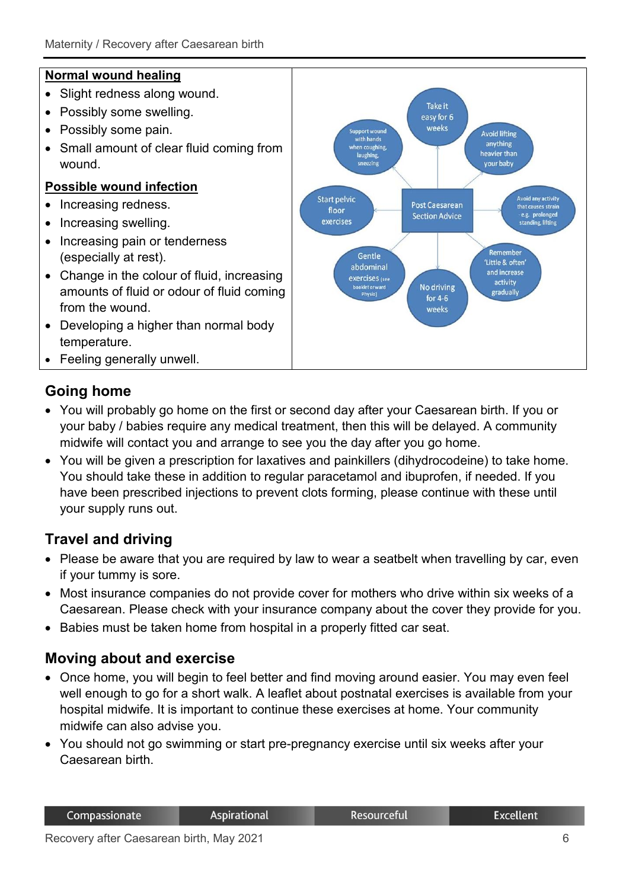**Normal wound healing**

- Slight redness along wound.
- Possibly some swelling.
- Possibly some pain.
- Small amount of clear fluid coming from wound.

**Possible wound infection**

- Increasing redness.
- Increasing swelling.
- Increasing pain or tenderness (especially at rest).
- Change in the colour of fluid, increasing amounts of fluid or odour of fluid coming from the wound.
- Developing a higher than normal body temperature.
- Feeling generally unwell.

**Post Caesarean Section Advice**

- Take it easy for 6 weeks
- Avoid lifting anything heavier than your baby
- Avoid any activity that causes strain – e.g. prolonged standing, lifting
- Remember 'Little & often' and increase activity gradually
- No driving for 4-6 weeks
- Gentle abdominal exercises (see booklet or ward Physio)
- Start pelvic floor exercises
- Support wound with hands when coughing, laughing, sneezing

## Going home

- You will probably go home on the first or second day after your Caesarean birth. If you or your baby / babies require any medical treatment, then this will be delayed. A community midwife will contact you and arrange to see you the day after you go home.
- You will be given a prescription for laxatives and painkillers (dihydrocodeine) to take home. You should take these in addition to regular paracetamol and ibuprofen, if needed. If you have been prescribed injections to prevent clots forming, please continue with these until your supply runs out.

## Travel and driving

- Please be aware that you are required by law to wear a seatbelt when travelling by car, even if your tummy is sore.
- Most insurance companies do not provide cover for mothers who drive within six weeks of a Caesarean. Please check with your insurance company about the cover they provide for you.
- Babies must be taken home from hospital in a properly fitted car seat.

## Moving about and exercise

- Once home, you will begin to feel better and find moving around easier. You may even feel well enough to go for a short walk. A leaflet about postnatal exercises is available from your hospital midwife. It is important to continue these exercises at home. Your community midwife can also advise you.
- You should not go swimming or start pre-pregnancy exercise until six weeks after your Caesarean birth.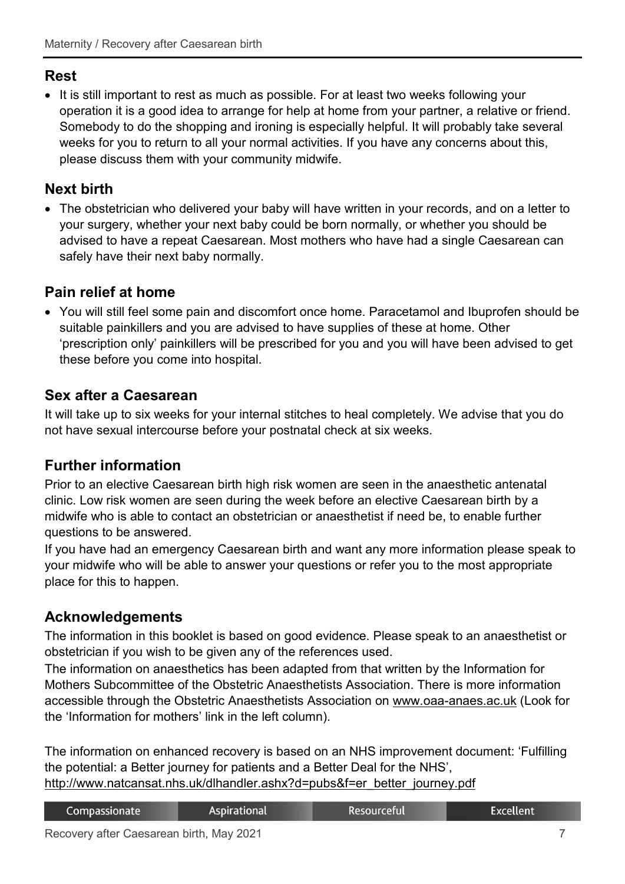## Rest

- It is still important to rest as much as possible. For at least two weeks following your operation it is a good idea to arrange for help at home from your partner, a relative or friend. Somebody to do the shopping and ironing is especially helpful. It will probably take several weeks for you to return to all your normal activities. If you have any concerns about this, please discuss them with your community midwife.

## Next birth

- The obstetrician who delivered your baby will have written in your records, and on a letter to your surgery, whether your next baby could be born normally, or whether you should be advised to have a repeat Caesarean. Most mothers who have had a single Caesarean can safely have their next baby normally.

## Pain relief at home

- You will still feel some pain and discomfort once home. Paracetamol and Ibuprofen should be suitable painkillers and you are advised to have supplies of these at home. Other 'prescription only' painkillers will be prescribed for you and you will have been advised to get these before you come into hospital.

## Sex after a Caesarean

It will take up to six weeks for your internal stitches to heal completely. We advise that you do not have sexual intercourse before your postnatal check at six weeks.

## Further information

Prior to an elective Caesarean birth high risk women are seen in the anaesthetic antenatal clinic. Low risk women are seen during the week before an elective Caesarean birth by a midwife who is able to contact an obstetrician or anaesthetist if need be, to enable further questions to be answered.

If you have had an emergency Caesarean birth and want any more information please speak to your midwife who will be able to answer your questions or refer you to the most appropriate place for this to happen.

## Acknowledgements

The information in this booklet is based on good evidence. Please speak to an anaesthetist or obstetrician if you wish to be given any of the references used.

The information on anaesthetics has been adapted from that written by the Information for Mothers Subcommittee of the Obstetric Anaesthetists Association. There is more information accessible through the Obstetric Anaesthetists Association on www.oaa-anaes.ac.uk (Look for the 'Information for mothers' link in the left column).

The information on enhanced recovery is based on an NHS improvement document: 'Fulfilling the potential: a Better journey for patients and a Better Deal for the NHS', http://www.natcansat.nhs.uk/dlhandler.ashx?d=pubs&f=er_better_journey.pdf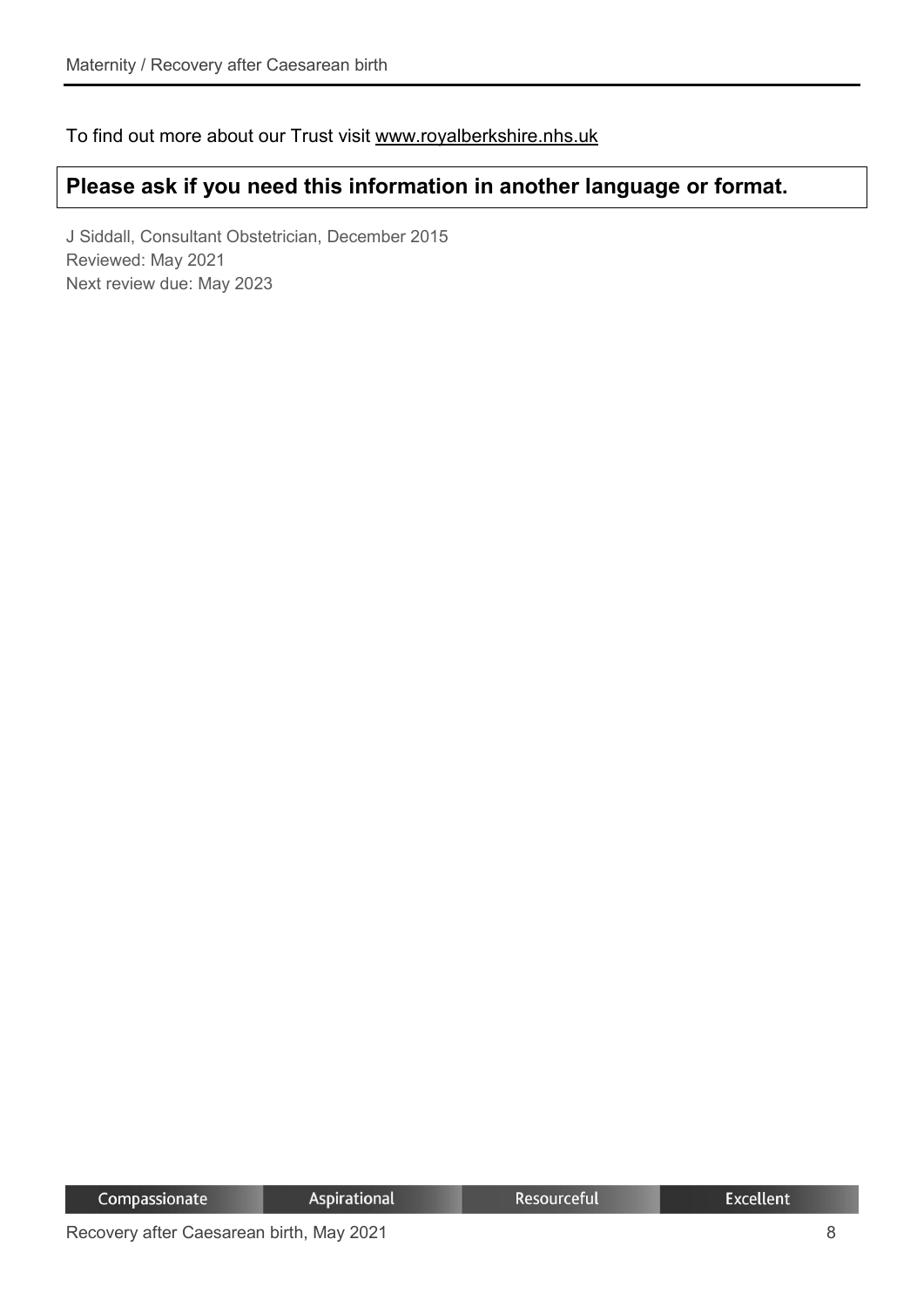To find out more about our Trust visit www.royalberkshire.nhs.uk

**Please ask if you need this information in another language or format.**

J Siddall, Consultant Obstetrician, December 2015
Reviewed: May 2021
Next review due: May 2023

Compassionate | Aspirational | Resourceful | Excellent